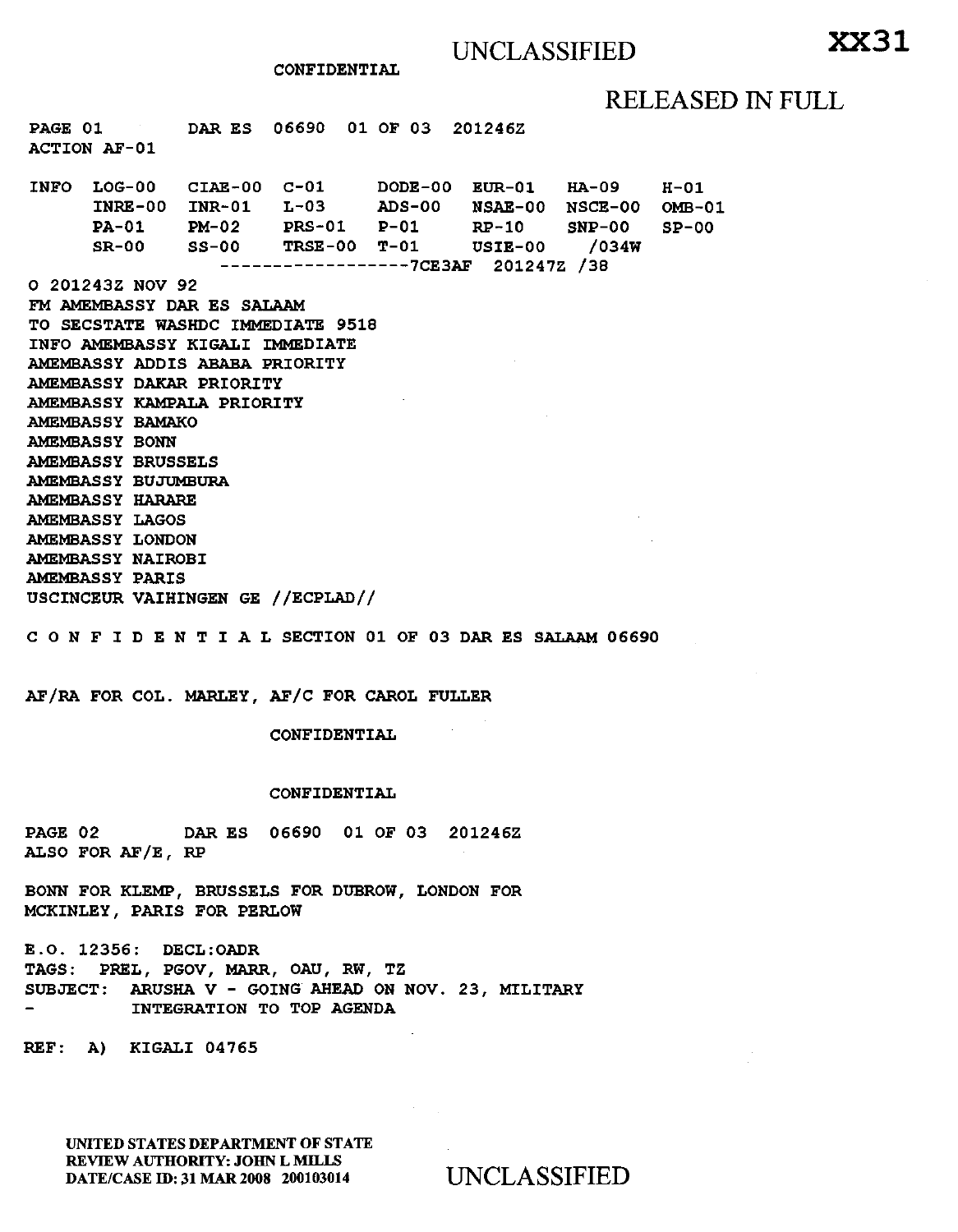CONFIDENTIAL

RELEASED IN FULL

PAGE 01        DAR ES 06690 01 OF 03 201246Z
ACTION AF-01

```
INFO  LOG-00   CIAE-00  C-01     DODE-00  EUR-01   HA-09    H-01
      INRE-00  INR-01   L-03     ADS-00   NSAE-00  NSCE-00  OMB-01
      PA-01    PM-02    PRS-01   P-01     RP-10    SNP-00   SP-00
      SR-00    SS-00    TRSE-00  T-01     USIE-00   /034W
                   ------------------7CE3AF  201247Z /38
```

O 201243Z NOV 92
FM AMEMBASSY DAR ES SALAAM
TO SECSTATE WASHDC IMMEDIATE 9518
INFO AMEMBASSY KIGALI IMMEDIATE
AMEMBASSY ADDIS ABABA PRIORITY
AMEMBASSY DAKAR PRIORITY
AMEMBASSY KAMPALA PRIORITY
AMEMBASSY BAMAKO
AMEMBASSY BONN
AMEMBASSY BRUSSELS
AMEMBASSY BUJUMBURA
AMEMBASSY HARARE
AMEMBASSY LAGOS
AMEMBASSY LONDON
AMEMBASSY NAIROBI
AMEMBASSY PARIS
USCINCEUR VAIHINGEN GE //ECPLAD//

C O N F I D E N T I A L SECTION 01 OF 03 DAR ES SALAAM 06690

AF/RA FOR COL. MARLEY, AF/C FOR CAROL FULLER

CONFIDENTIAL

CONFIDENTIAL

PAGE 02        DAR ES 06690 01 OF 03 201246Z
ALSO FOR AF/E, RP

BONN FOR KLEMP, BRUSSELS FOR DUBROW, LONDON FOR MCKINLEY, PARIS FOR PERLOW

E.O. 12356: DECL:OADR
TAGS: PREL, PGOV, MARR, OAU, RW, TZ
SUBJECT: ARUSHA V - GOING AHEAD ON NOV. 23, MILITARY
- INTEGRATION TO TOP AGENDA

REF: A) KIGALI 04765

UNITED STATES DEPARTMENT OF STATE
REVIEW AUTHORITY: JOHN L MILLS
DATE/CASE ID: 31 MAR 2008 200103014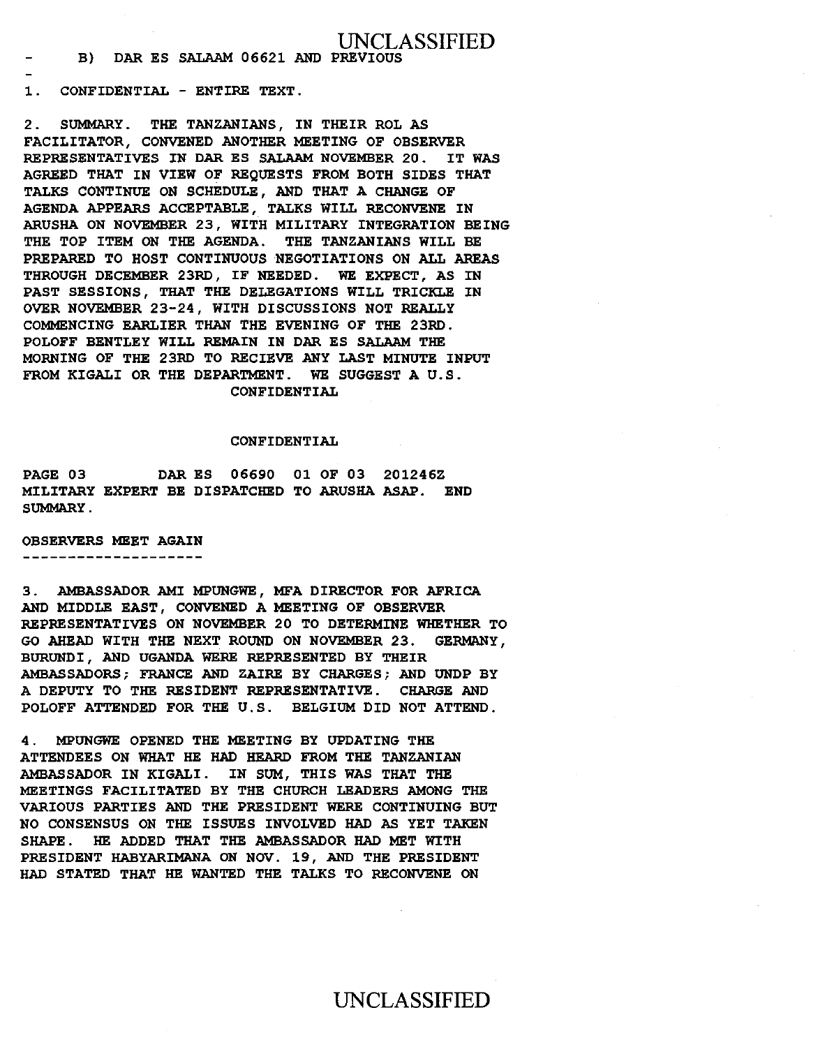- B) DAR ES SALAAM 06621 AND PREVIOUS
-
1. CONFIDENTIAL - ENTIRE TEXT.

2. SUMMARY. THE TANZANIANS, IN THEIR ROL AS FACILITATOR, CONVENED ANOTHER MEETING OF OBSERVER REPRESENTATIVES IN DAR ES SALAAM NOVEMBER 20. IT WAS AGREED THAT IN VIEW OF REQUESTS FROM BOTH SIDES THAT TALKS CONTINUE ON SCHEDULE, AND THAT A CHANGE OF AGENDA APPEARS ACCEPTABLE, TALKS WILL RECONVENE IN ARUSHA ON NOVEMBER 23, WITH MILITARY INTEGRATION BEING THE TOP ITEM ON THE AGENDA. THE TANZANIANS WILL BE PREPARED TO HOST CONTINUOUS NEGOTIATIONS ON ALL AREAS THROUGH DECEMBER 23RD, IF NEEDED. WE EXPECT, AS IN PAST SESSIONS, THAT THE DELEGATIONS WILL TRICKLE IN OVER NOVEMBER 23-24, WITH DISCUSSIONS NOT REALLY COMMENCING EARLIER THAN THE EVENING OF THE 23RD. POLOFF BENTLEY WILL REMAIN IN DAR ES SALAAM THE MORNING OF THE 23RD TO RECIEVE ANY LAST MINUTE INPUT FROM KIGALI OR THE DEPARTMENT. WE SUGGEST A U.S.

CONFIDENTIAL

CONFIDENTIAL

PAGE 03 DAR ES 06690 01 OF 03 201246Z

MILITARY EXPERT BE DISPATCHED TO ARUSHA ASAP. END SUMMARY.

OBSERVERS MEET AGAIN
--------------------

3. AMBASSADOR AMI MPUNGWE, MFA DIRECTOR FOR AFRICA AND MIDDLE EAST, CONVENED A MEETING OF OBSERVER REPRESENTATIVES ON NOVEMBER 20 TO DETERMINE WHETHER TO GO AHEAD WITH THE NEXT ROUND ON NOVEMBER 23. GERMANY, BURUNDI, AND UGANDA WERE REPRESENTED BY THEIR AMBASSADORS; FRANCE AND ZAIRE BY CHARGES; AND UNDP BY A DEPUTY TO THE RESIDENT REPRESENTATIVE. CHARGE AND POLOFF ATTENDED FOR THE U.S. BELGIUM DID NOT ATTEND.

4. MPUNGWE OPENED THE MEETING BY UPDATING THE ATTENDEES ON WHAT HE HAD HEARD FROM THE TANZANIAN AMBASSADOR IN KIGALI. IN SUM, THIS WAS THAT THE MEETINGS FACILITATED BY THE CHURCH LEADERS AMONG THE VARIOUS PARTIES AND THE PRESIDENT WERE CONTINUING BUT NO CONSENSUS ON THE ISSUES INVOLVED HAD AS YET TAKEN SHAPE. HE ADDED THAT THE AMBASSADOR HAD MET WITH PRESIDENT HABYARIMANA ON NOV. 19, AND THE PRESIDENT HAD STATED THAT HE WANTED THE TALKS TO RECONVENE ON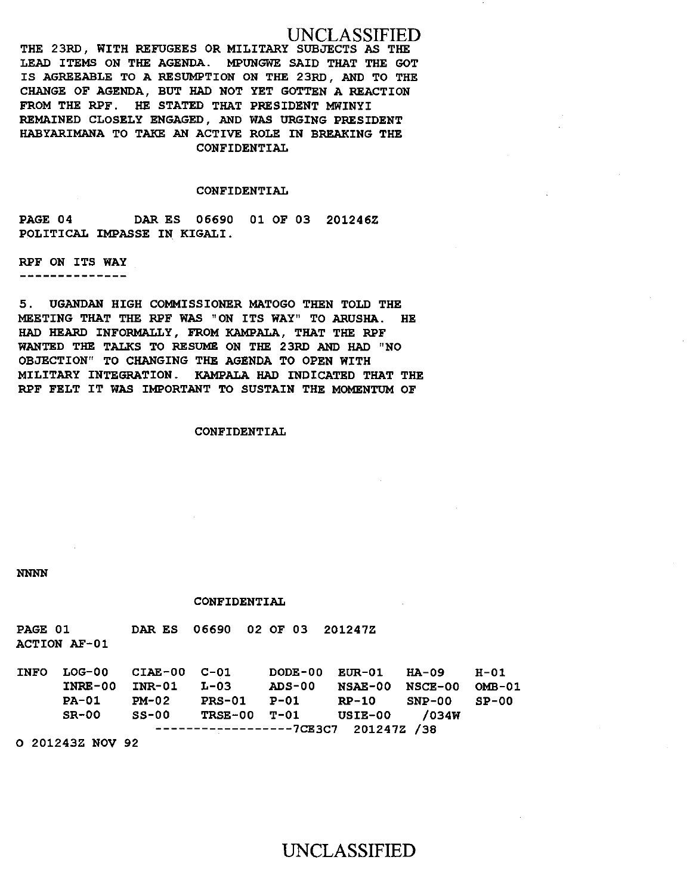THE 23RD, WITH REFUGEES OR MILITARY SUBJECTS AS THE LEAD ITEMS ON THE AGENDA. MPUNGWE SAID THAT THE GOT IS AGREEABLE TO A RESUMPTION ON THE 23RD, AND TO THE CHANGE OF AGENDA, BUT HAD NOT YET GOTTEN A REACTION FROM THE RPF. HE STATED THAT PRESIDENT MWINYI REMAINED CLOSELY ENGAGED, AND WAS URGING PRESIDENT HABYARIMANA TO TAKE AN ACTIVE ROLE IN BREAKING THE

CONFIDENTIAL

CONFIDENTIAL

PAGE 04 DAR ES 06690 01 OF 03 201246Z

POLITICAL IMPASSE IN KIGALI.

RPF ON ITS WAY
--------------

5. UGANDAN HIGH COMMISSIONER MATOGO THEN TOLD THE MEETING THAT THE RPF WAS "ON ITS WAY" TO ARUSHA. HE HAD HEARD INFORMALLY, FROM KAMPALA, THAT THE RPF WANTED THE TALKS TO RESUME ON THE 23RD AND HAD "NO OBJECTION" TO CHANGING THE AGENDA TO OPEN WITH MILITARY INTEGRATION. KAMPALA HAD INDICATED THAT THE RPF FELT IT WAS IMPORTANT TO SUSTAIN THE MOMENTUM OF

CONFIDENTIAL

NNNN

CONFIDENTIAL

PAGE 01 DAR ES 06690 02 OF 03 201247Z

ACTION AF-01

```
INFO  LOG-00   CIAE-00  C-01     DODE-00  EUR-01   HA-09    H-01
      INRE-00  INR-01   L-03     ADS-00   NSAE-00  NSCE-00  OMB-01
      PA-01    PM-02    PRS-01   P-01     RP-10    SNP-00   SP-00
      SR-00    SS-00    TRSE-00  T-01     USIE-00  /034W
                   ------------------7CE3C7  201247Z /38
```

O 201243Z NOV 92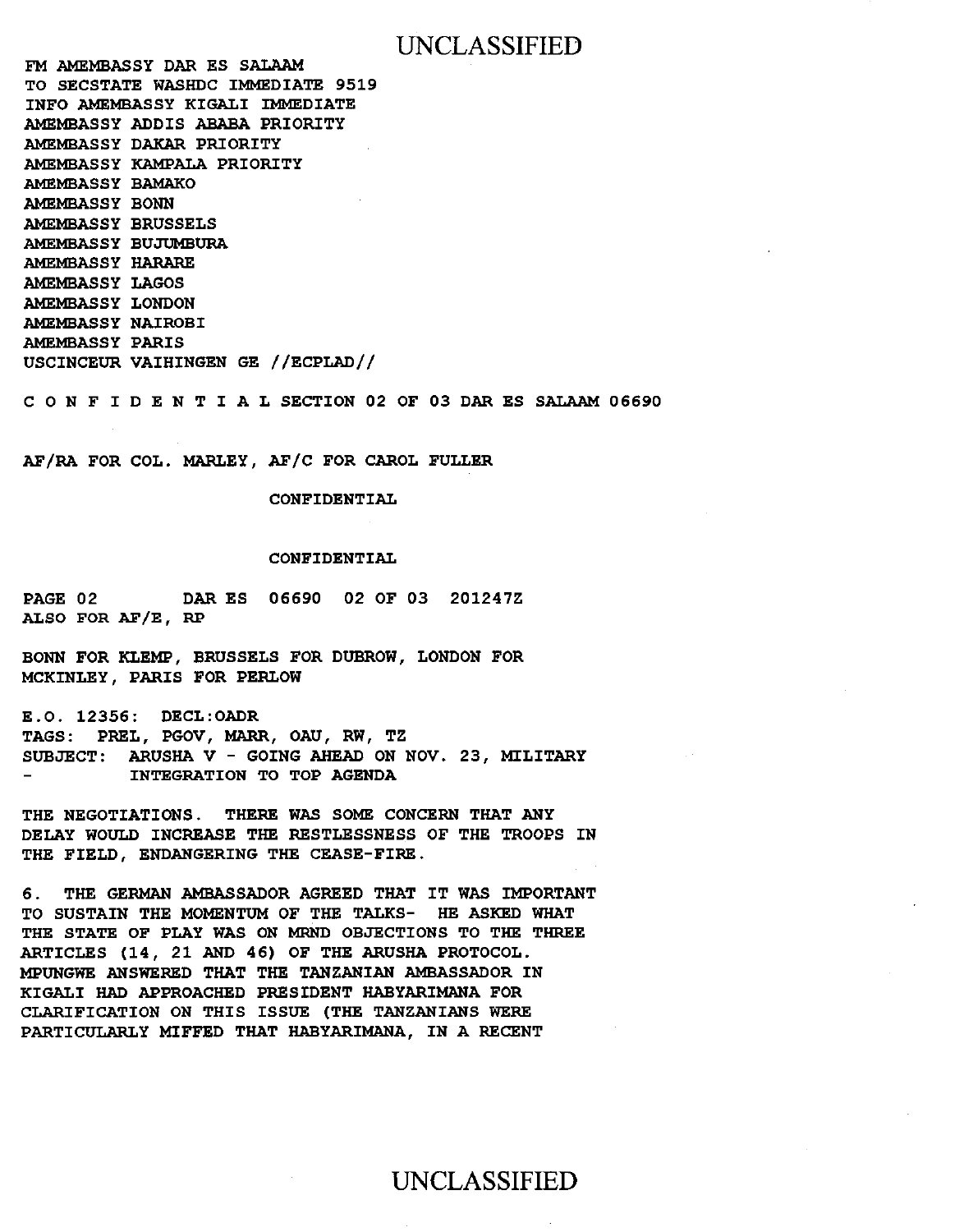FM AMEMBASSY DAR ES SALAAM
TO SECSTATE WASHDC IMMEDIATE 9519
INFO AMEMBASSY KIGALI IMMEDIATE
AMEMBASSY ADDIS ABABA PRIORITY
AMEMBASSY DAKAR PRIORITY
AMEMBASSY KAMPALA PRIORITY
AMEMBASSY BAMAKO
AMEMBASSY BONN
AMEMBASSY BRUSSELS
AMEMBASSY BUJUMBURA
AMEMBASSY HARARE
AMEMBASSY LAGOS
AMEMBASSY LONDON
AMEMBASSY NAIROBI
AMEMBASSY PARIS
USCINCEUR VAIHINGEN GE //ECPLAD//

C O N F I D E N T I A L SECTION 02 OF 03 DAR ES SALAAM 06690

AF/RA FOR COL. MARLEY, AF/C FOR CAROL FULLER

CONFIDENTIAL

CONFIDENTIAL

PAGE 02 DAR ES 06690 02 OF 03 201247Z
ALSO FOR AF/E, RP

BONN FOR KLEMP, BRUSSELS FOR DUBROW, LONDON FOR MCKINLEY, PARIS FOR PERLOW

E.O. 12356: DECL:OADR
TAGS: PREL, PGOV, MARR, OAU, RW, TZ
SUBJECT: ARUSHA V - GOING AHEAD ON NOV. 23, MILITARY
- INTEGRATION TO TOP AGENDA

THE NEGOTIATIONS. THERE WAS SOME CONCERN THAT ANY DELAY WOULD INCREASE THE RESTLESSNESS OF THE TROOPS IN THE FIELD, ENDANGERING THE CEASE-FIRE.

6. THE GERMAN AMBASSADOR AGREED THAT IT WAS IMPORTANT TO SUSTAIN THE MOMENTUM OF THE TALKS- HE ASKED WHAT THE STATE OF PLAY WAS ON MRND OBJECTIONS TO THE THREE ARTICLES (14, 21 AND 46) OF THE ARUSHA PROTOCOL. MPUNGWE ANSWERED THAT THE TANZANIAN AMBASSADOR IN KIGALI HAD APPROACHED PRESIDENT HABYARIMANA FOR CLARIFICATION ON THIS ISSUE (THE TANZANIANS WERE PARTICULARLY MIFFED THAT HABYARIMANA, IN A RECENT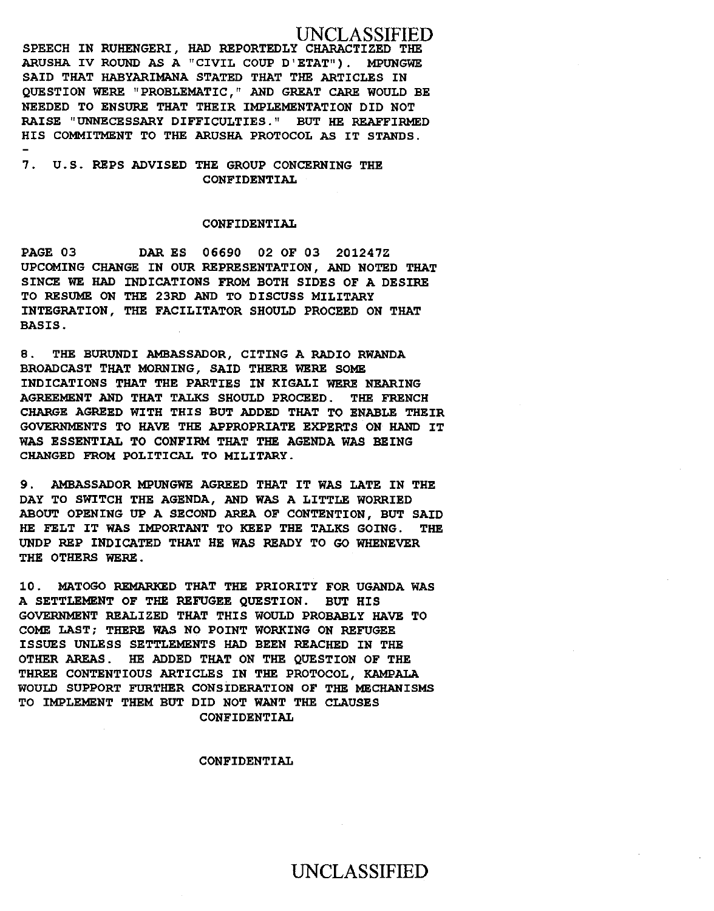SPEECH IN RUHENGERI, HAD REPORTEDLY CHARACTIZED THE ARUSHA IV ROUND AS A "CIVIL COUP D'ETAT"). MPUNGWE SAID THAT HABYARIMANA STATED THAT THE ARTICLES IN QUESTION WERE "PROBLEMATIC," AND GREAT CARE WOULD BE NEEDED TO ENSURE THAT THEIR IMPLEMENTATION DID NOT RAISE "UNNECESSARY DIFFICULTIES." BUT HE REAFFIRMED HIS COMMITMENT TO THE ARUSHA PROTOCOL AS IT STANDS.

-

7. U.S. REPS ADVISED THE GROUP CONCERNING THE

CONFIDENTIAL

CONFIDENTIAL

PAGE 03 DAR ES 06690 02 OF 03 201247Z

UPCOMING CHANGE IN OUR REPRESENTATION, AND NOTED THAT SINCE WE HAD INDICATIONS FROM BOTH SIDES OF A DESIRE TO RESUME ON THE 23RD AND TO DISCUSS MILITARY INTEGRATION, THE FACILITATOR SHOULD PROCEED ON THAT BASIS.

8. THE BURUNDI AMBASSADOR, CITING A RADIO RWANDA BROADCAST THAT MORNING, SAID THERE WERE SOME INDICATIONS THAT THE PARTIES IN KIGALI WERE NEARING AGREEMENT AND THAT TALKS SHOULD PROCEED. THE FRENCH CHARGE AGREED WITH THIS BUT ADDED THAT TO ENABLE THEIR GOVERNMENTS TO HAVE THE APPROPRIATE EXPERTS ON HAND IT WAS ESSENTIAL TO CONFIRM THAT THE AGENDA WAS BEING CHANGED FROM POLITICAL TO MILITARY.

9. AMBASSADOR MPUNGWE AGREED THAT IT WAS LATE IN THE DAY TO SWITCH THE AGENDA, AND WAS A LITTLE WORRIED ABOUT OPENING UP A SECOND AREA OF CONTENTION, BUT SAID HE FELT IT WAS IMPORTANT TO KEEP THE TALKS GOING. THE UNDP REP INDICATED THAT HE WAS READY TO GO WHENEVER THE OTHERS WERE.

10. MATOGO REMARKED THAT THE PRIORITY FOR UGANDA WAS A SETTLEMENT OF THE REFUGEE QUESTION. BUT HIS GOVERNMENT REALIZED THAT THIS WOULD PROBABLY HAVE TO COME LAST; THERE WAS NO POINT WORKING ON REFUGEE ISSUES UNLESS SETTLEMENTS HAD BEEN REACHED IN THE OTHER AREAS. HE ADDED THAT ON THE QUESTION OF THE THREE CONTENTIOUS ARTICLES IN THE PROTOCOL, KAMPALA WOULD SUPPORT FURTHER CONSIDERATION OF THE MECHANISMS TO IMPLEMENT THEM BUT DID NOT WANT THE CLAUSES

CONFIDENTIAL

CONFIDENTIAL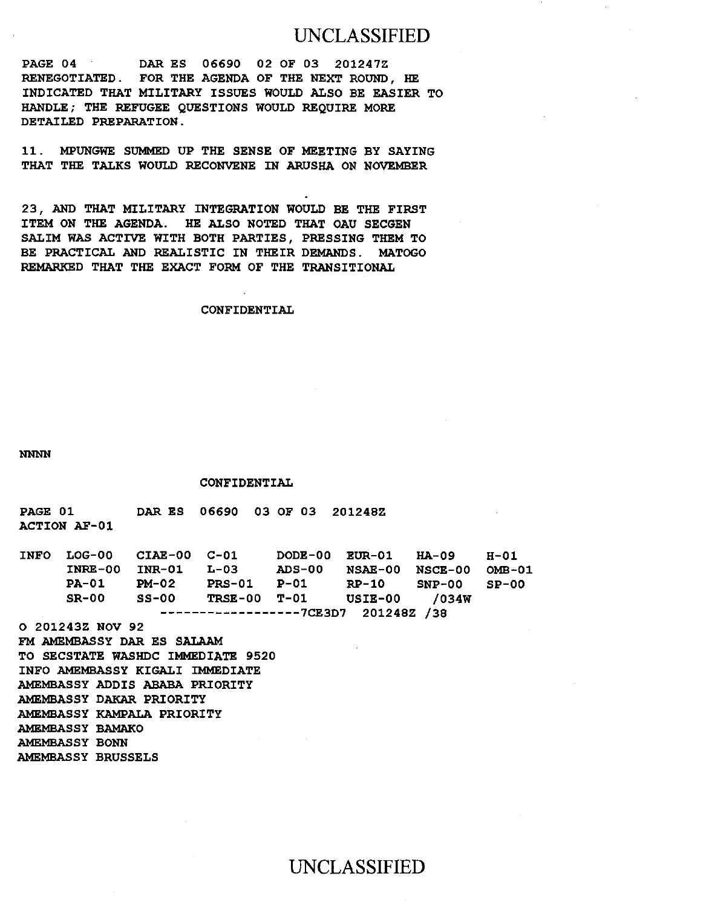PAGE 04 DAR ES 06690 02 OF 03 201247Z
RENEGOTIATED. FOR THE AGENDA OF THE NEXT ROUND, HE INDICATED THAT MILITARY ISSUES WOULD ALSO BE EASIER TO HANDLE; THE REFUGEE QUESTIONS WOULD REQUIRE MORE DETAILED PREPARATION.

11. MPUNGWE SUMMED UP THE SENSE OF MEETING BY SAYING THAT THE TALKS WOULD RECONVENE IN ARUSHA ON NOVEMBER 23, AND THAT MILITARY INTEGRATION WOULD BE THE FIRST ITEM ON THE AGENDA. HE ALSO NOTED THAT OAU SECGEN SALIM WAS ACTIVE WITH BOTH PARTIES, PRESSING THEM TO BE PRACTICAL AND REALISTIC IN THEIR DEMANDS. MATOGO REMARKED THAT THE EXACT FORM OF THE TRANSITIONAL

CONFIDENTIAL

NNNN

CONFIDENTIAL

PAGE 01 DAR ES 06690 03 OF 03 201248Z
ACTION AF-01

| INFO | LOG-00 | CIAE-00 | C-01 | DODE-00 | EUR-01 | HA-09 | H-01 |
|---|---|---|---|---|---|---|---|
| | INRE-00 | INR-01 | L-03 | ADS-00 | NSAE-00 | NSCE-00 | OMB-01 |
| | PA-01 | PM-02 | PRS-01 | P-01 | RP-10 | SNP-00 | SP-00 |
| | SR-00 | SS-00 | TRSE-00 | T-01 | USIE-00 | /034W | |

------------------7CE3D7 201248Z /38

O 201243Z NOV 92
FM AMEMBASSY DAR ES SALAAM
TO SECSTATE WASHDC IMMEDIATE 9520
INFO AMEMBASSY KIGALI IMMEDIATE
AMEMBASSY ADDIS ABABA PRIORITY
AMEMBASSY DAKAR PRIORITY
AMEMBASSY KAMPALA PRIORITY
AMEMBASSY BAMAKO
AMEMBASSY BONN
AMEMBASSY BRUSSELS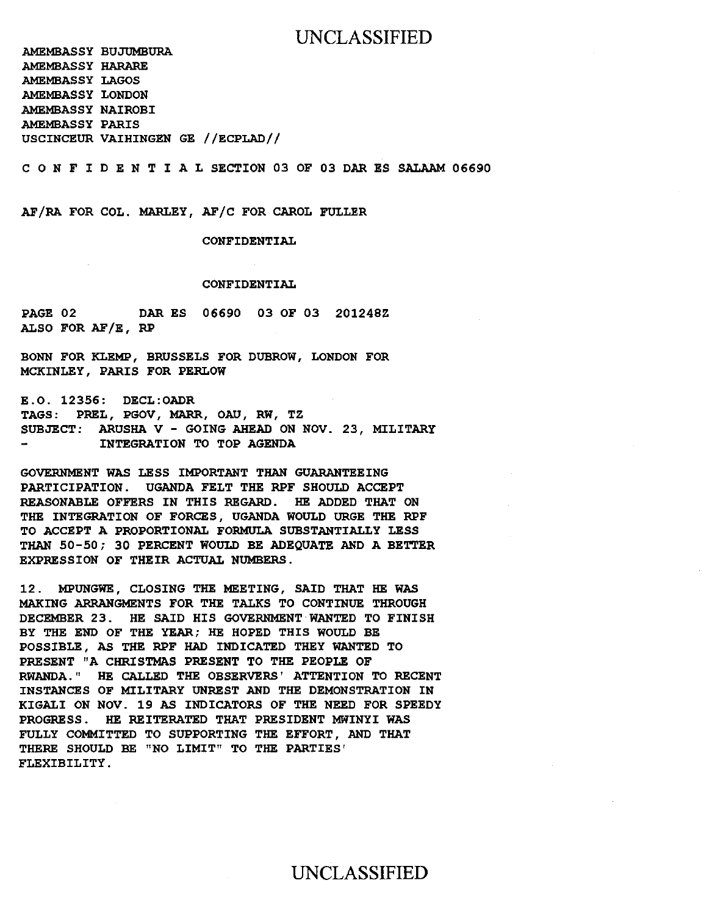AMEMBASSY BUJUMBURA
AMEMBASSY HARARE
AMEMBASSY LAGOS
AMEMBASSY LONDON
AMEMBASSY NAIROBI
AMEMBASSY PARIS
USCINCEUR VAIHINGEN GE //ECPLAD//

C O N F I D E N T I A L SECTION 03 OF 03 DAR ES SALAAM 06690

AF/RA FOR COL. MARLEY, AF/C FOR CAROL FULLER

CONFIDENTIAL

CONFIDENTIAL

PAGE 02 DAR ES 06690 03 OF 03 201248Z
ALSO FOR AF/E, RP

BONN FOR KLEMP, BRUSSELS FOR DUBROW, LONDON FOR MCKINLEY, PARIS FOR PERLOW

E.O. 12356: DECL:OADR
TAGS: PREL, PGOV, MARR, OAU, RW, TZ
SUBJECT: ARUSHA V - GOING AHEAD ON NOV. 23, MILITARY - INTEGRATION TO TOP AGENDA

GOVERNMENT WAS LESS IMPORTANT THAN GUARANTEEING PARTICIPATION. UGANDA FELT THE RPF SHOULD ACCEPT REASONABLE OFFERS IN THIS REGARD. HE ADDED THAT ON THE INTEGRATION OF FORCES, UGANDA WOULD URGE THE RPF TO ACCEPT A PROPORTIONAL FORMULA SUBSTANTIALLY LESS THAN 50-50; 30 PERCENT WOULD BE ADEQUATE AND A BETTER EXPRESSION OF THEIR ACTUAL NUMBERS.

12. MPUNGWE, CLOSING THE MEETING, SAID THAT HE WAS MAKING ARRANGMENTS FOR THE TALKS TO CONTINUE THROUGH DECEMBER 23. HE SAID HIS GOVERNMENT WANTED TO FINISH BY THE END OF THE YEAR; HE HOPED THIS WOULD BE POSSIBLE, AS THE RPF HAD INDICATED THEY WANTED TO PRESENT "A CHRISTMAS PRESENT TO THE PEOPLE OF RWANDA." HE CALLED THE OBSERVERS' ATTENTION TO RECENT INSTANCES OF MILITARY UNREST AND THE DEMONSTRATION IN KIGALI ON NOV. 19 AS INDICATORS OF THE NEED FOR SPEEDY PROGRESS. HE REITERATED THAT PRESIDENT MWINYI WAS FULLY COMMITTED TO SUPPORTING THE EFFORT, AND THAT THERE SHOULD BE "NO LIMIT" TO THE PARTIES' FLEXIBILITY.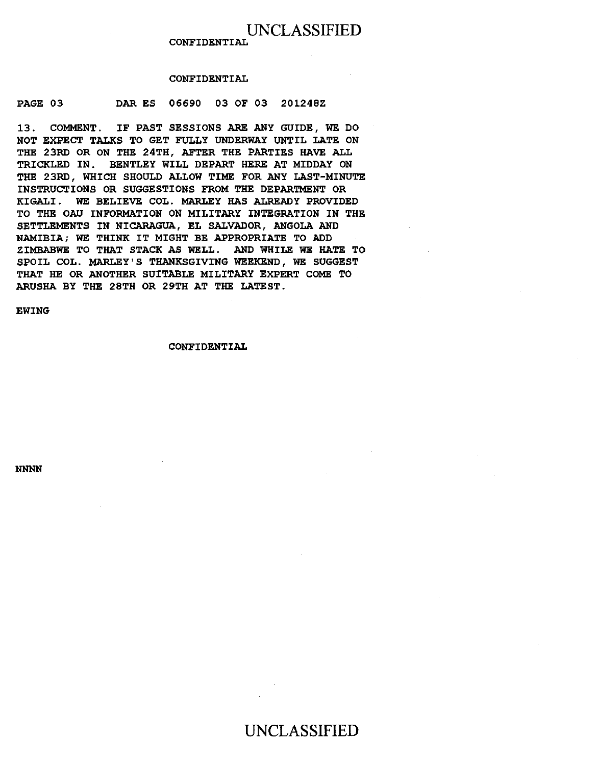PAGE 03 DAR ES 06690 03 OF 03 201248Z

13. COMMENT. IF PAST SESSIONS ARE ANY GUIDE, WE DO NOT EXPECT TALKS TO GET FULLY UNDERWAY UNTIL LATE ON THE 23RD OR ON THE 24TH, AFTER THE PARTIES HAVE ALL TRICKLED IN. BENTLEY WILL DEPART HERE AT MIDDAY ON THE 23RD, WHICH SHOULD ALLOW TIME FOR ANY LAST-MINUTE INSTRUCTIONS OR SUGGESTIONS FROM THE DEPARTMENT OR KIGALI. WE BELIEVE COL. MARLEY HAS ALREADY PROVIDED TO THE OAU INFORMATION ON MILITARY INTEGRATION IN THE SETTLEMENTS IN NICARAGUA, EL SALVADOR, ANGOLA AND NAMIBIA; WE THINK IT MIGHT BE APPROPRIATE TO ADD ZIMBABWE TO THAT STACK AS WELL. AND WHILE WE HATE TO SPOIL COL. MARLEY'S THANKSGIVING WEEKEND, WE SUGGEST THAT HE OR ANOTHER SUITABLE MILITARY EXPERT COME TO ARUSHA BY THE 28TH OR 29TH AT THE LATEST.

EWING

NNNN